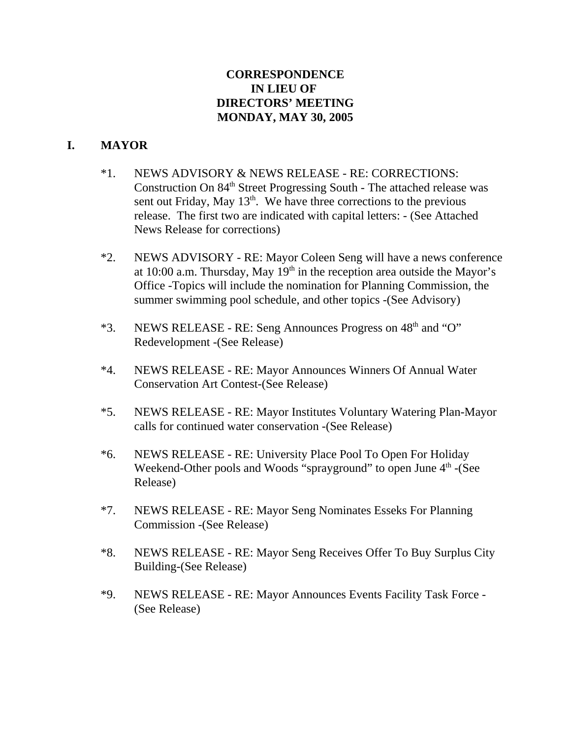**CORRESPONDENCE**
**IN LIEU OF**
**DIRECTORS' MEETING**
**MONDAY, MAY 30, 2005**

## I. MAYOR

*1. NEWS ADVISORY & NEWS RELEASE - RE: CORRECTIONS: Construction On 84th Street Progressing South - The attached release was sent out Friday, May 13th. We have three corrections to the previous release. The first two are indicated with capital letters: - (See Attached News Release for corrections)

*2. NEWS ADVISORY - RE: Mayor Coleen Seng will have a news conference at 10:00 a.m. Thursday, May 19th in the reception area outside the Mayor's Office -Topics will include the nomination for Planning Commission, the summer swimming pool schedule, and other topics -(See Advisory)

*3. NEWS RELEASE - RE: Seng Announces Progress on 48th and "O" Redevelopment -(See Release)

*4. NEWS RELEASE - RE: Mayor Announces Winners Of Annual Water Conservation Art Contest-(See Release)

*5. NEWS RELEASE - RE: Mayor Institutes Voluntary Watering Plan-Mayor calls for continued water conservation -(See Release)

*6. NEWS RELEASE - RE: University Place Pool To Open For Holiday Weekend-Other pools and Woods "sprayground" to open June 4th -(See Release)

*7. NEWS RELEASE - RE: Mayor Seng Nominates Esseks For Planning Commission -(See Release)

*8. NEWS RELEASE - RE: Mayor Seng Receives Offer To Buy Surplus City Building-(See Release)

*9. NEWS RELEASE - RE: Mayor Announces Events Facility Task Force - (See Release)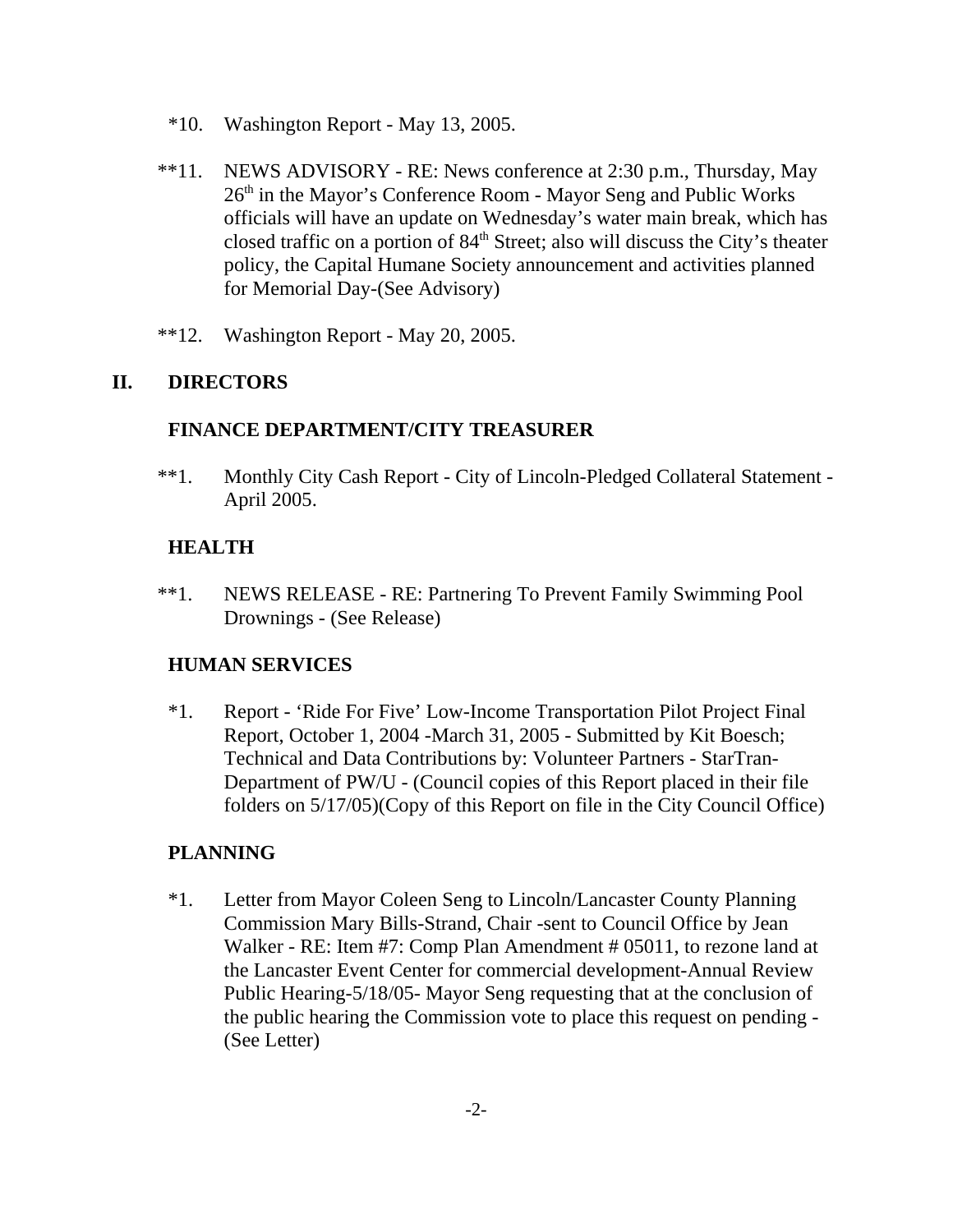*10. Washington Report - May 13, 2005.

**11. NEWS ADVISORY - RE: News conference at 2:30 p.m., Thursday, May 26th in the Mayor's Conference Room - Mayor Seng and Public Works officials will have an update on Wednesday's water main break, which has closed traffic on a portion of 84th Street; also will discuss the City's theater policy, the Capital Humane Society announcement and activities planned for Memorial Day-(See Advisory)

**12. Washington Report - May 20, 2005.

## II. DIRECTORS

### FINANCE DEPARTMENT/CITY TREASURER

**1. Monthly City Cash Report - City of Lincoln-Pledged Collateral Statement - April 2005.

### HEALTH

**1. NEWS RELEASE - RE: Partnering To Prevent Family Swimming Pool Drownings - (See Release)

### HUMAN SERVICES

*1. Report - 'Ride For Five' Low-Income Transportation Pilot Project Final Report, October 1, 2004 -March 31, 2005 - Submitted by Kit Boesch; Technical and Data Contributions by: Volunteer Partners - StarTran-Department of PW/U - (Council copies of this Report placed in their file folders on 5/17/05)(Copy of this Report on file in the City Council Office)

### PLANNING

*1. Letter from Mayor Coleen Seng to Lincoln/Lancaster County Planning Commission Mary Bills-Strand, Chair -sent to Council Office by Jean Walker - RE: Item #7: Comp Plan Amendment # 05011, to rezone land at the Lancaster Event Center for commercial development-Annual Review Public Hearing-5/18/05- Mayor Seng requesting that at the conclusion of the public hearing the Commission vote to place this request on pending - (See Letter)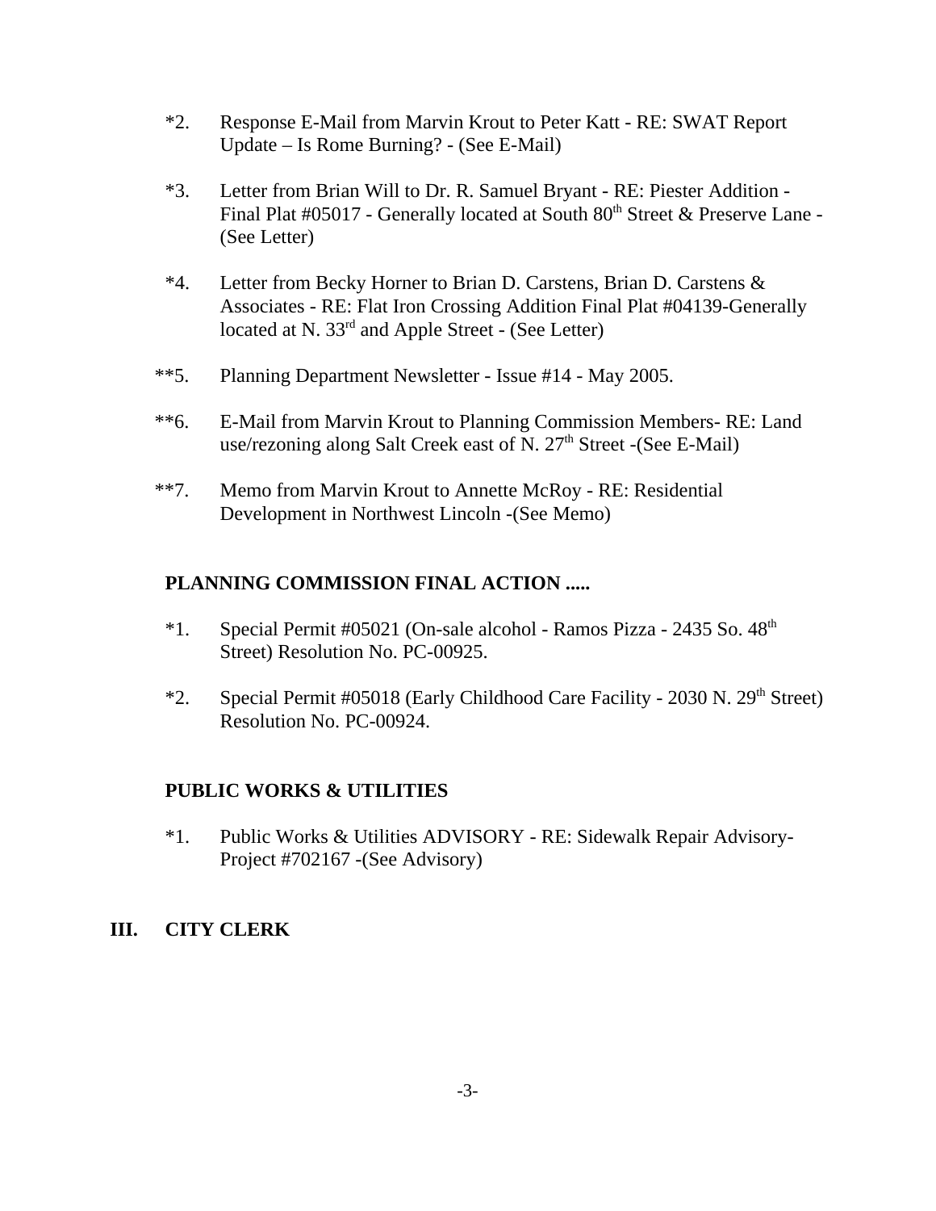*2. Response E-Mail from Marvin Krout to Peter Katt - RE: SWAT Report Update – Is Rome Burning? - (See E-Mail)

*3. Letter from Brian Will to Dr. R. Samuel Bryant - RE: Piester Addition - Final Plat #05017 - Generally located at South 80th Street & Preserve Lane - (See Letter)

*4. Letter from Becky Horner to Brian D. Carstens, Brian D. Carstens & Associates - RE: Flat Iron Crossing Addition Final Plat #04139-Generally located at N. 33rd and Apple Street - (See Letter)

**5. Planning Department Newsletter - Issue #14 - May 2005.

**6. E-Mail from Marvin Krout to Planning Commission Members- RE: Land use/rezoning along Salt Creek east of N. 27th Street -(See E-Mail)

**7. Memo from Marvin Krout to Annette McRoy - RE: Residential Development in Northwest Lincoln -(See Memo)

**PLANNING COMMISSION FINAL ACTION .....**

*1. Special Permit #05021 (On-sale alcohol - Ramos Pizza - 2435 So. 48th Street) Resolution No. PC-00925.

*2. Special Permit #05018 (Early Childhood Care Facility - 2030 N. 29th Street) Resolution No. PC-00924.

**PUBLIC WORKS & UTILITIES**

*1. Public Works & Utilities ADVISORY - RE: Sidewalk Repair Advisory- Project #702167 -(See Advisory)

## III. CITY CLERK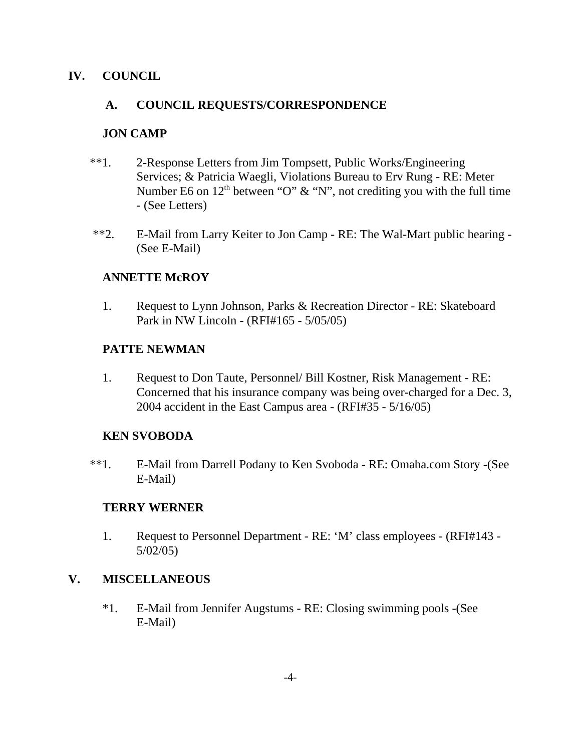## IV. COUNCIL

### A. COUNCIL REQUESTS/CORRESPONDENCE

**JON CAMP**

**1. 2-Response Letters from Jim Tompsett, Public Works/Engineering Services; & Patricia Waegli, Violations Bureau to Erv Rung - RE: Meter Number E6 on 12th between "O" & "N", not crediting you with the full time - (See Letters)

**2. E-Mail from Larry Keiter to Jon Camp - RE: The Wal-Mart public hearing - (See E-Mail)

**ANNETTE McROY**

1. Request to Lynn Johnson, Parks & Recreation Director - RE: Skateboard Park in NW Lincoln - (RFI#165 - 5/05/05)

**PATTE NEWMAN**

1. Request to Don Taute, Personnel/ Bill Kostner, Risk Management - RE: Concerned that his insurance company was being over-charged for a Dec. 3, 2004 accident in the East Campus area - (RFI#35 - 5/16/05)

**KEN SVOBODA**

**1. E-Mail from Darrell Podany to Ken Svoboda - RE: Omaha.com Story -(See E-Mail)

**TERRY WERNER**

1. Request to Personnel Department - RE: 'M' class employees - (RFI#143 - 5/02/05)

## V. MISCELLANEOUS

*1. E-Mail from Jennifer Augstums - RE: Closing swimming pools -(See E-Mail)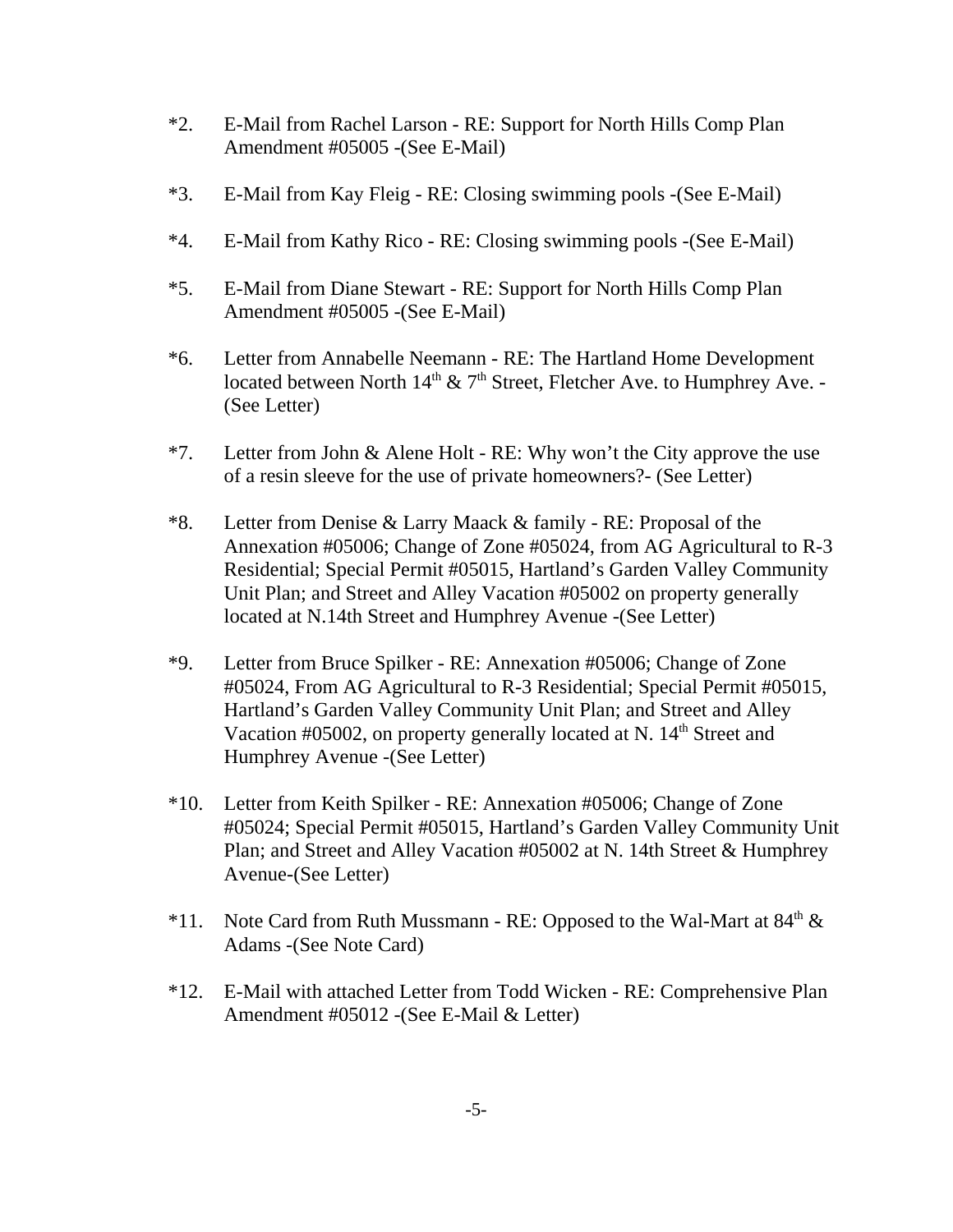*2. E-Mail from Rachel Larson - RE: Support for North Hills Comp Plan Amendment #05005 -(See E-Mail)

*3. E-Mail from Kay Fleig - RE: Closing swimming pools -(See E-Mail)

*4. E-Mail from Kathy Rico - RE: Closing swimming pools -(See E-Mail)

*5. E-Mail from Diane Stewart - RE: Support for North Hills Comp Plan Amendment #05005 -(See E-Mail)

*6. Letter from Annabelle Neemann - RE: The Hartland Home Development located between North 14th & 7th Street, Fletcher Ave. to Humphrey Ave. - (See Letter)

*7. Letter from John & Alene Holt - RE: Why won't the City approve the use of a resin sleeve for the use of private homeowners?- (See Letter)

*8. Letter from Denise & Larry Maack & family - RE: Proposal of the Annexation #05006; Change of Zone #05024, from AG Agricultural to R-3 Residential; Special Permit #05015, Hartland's Garden Valley Community Unit Plan; and Street and Alley Vacation #05002 on property generally located at N.14th Street and Humphrey Avenue -(See Letter)

*9. Letter from Bruce Spilker - RE: Annexation #05006; Change of Zone #05024, From AG Agricultural to R-3 Residential; Special Permit #05015, Hartland's Garden Valley Community Unit Plan; and Street and Alley Vacation #05002, on property generally located at N. 14th Street and Humphrey Avenue -(See Letter)

*10. Letter from Keith Spilker - RE: Annexation #05006; Change of Zone #05024; Special Permit #05015, Hartland's Garden Valley Community Unit Plan; and Street and Alley Vacation #05002 at N. 14th Street & Humphrey Avenue-(See Letter)

*11. Note Card from Ruth Mussmann - RE: Opposed to the Wal-Mart at 84th & Adams -(See Note Card)

*12. E-Mail with attached Letter from Todd Wicken - RE: Comprehensive Plan Amendment #05012 -(See E-Mail & Letter)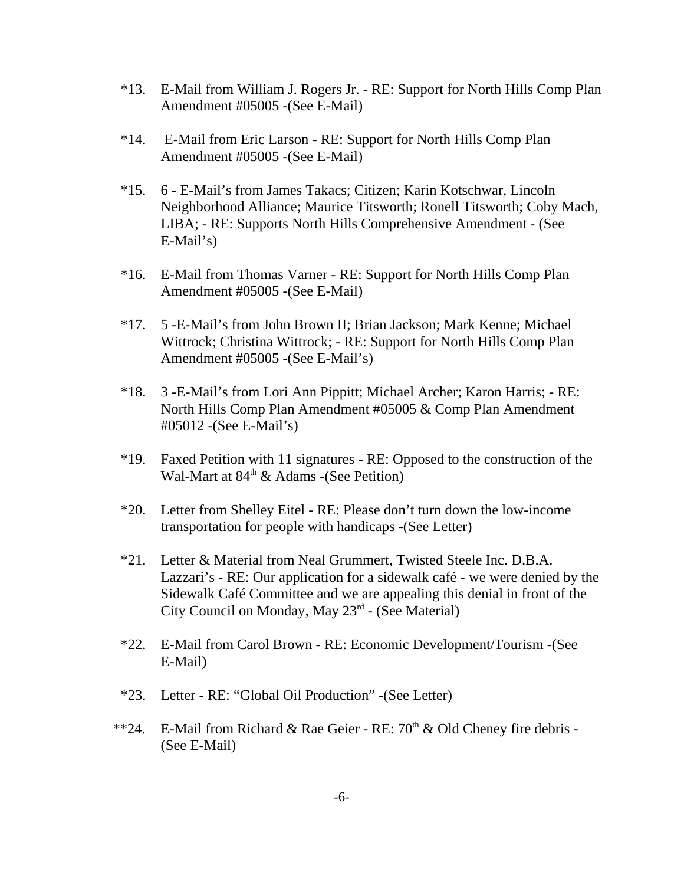*13. E-Mail from William J. Rogers Jr. - RE: Support for North Hills Comp Plan Amendment #05005 -(See E-Mail)

*14. E-Mail from Eric Larson - RE: Support for North Hills Comp Plan Amendment #05005 -(See E-Mail)

*15. 6 - E-Mail's from James Takacs; Citizen; Karin Kotschwar, Lincoln Neighborhood Alliance; Maurice Titsworth; Ronell Titsworth; Coby Mach, LIBA; - RE: Supports North Hills Comprehensive Amendment - (See E-Mail's)

*16. E-Mail from Thomas Varner - RE: Support for North Hills Comp Plan Amendment #05005 -(See E-Mail)

*17. 5 -E-Mail's from John Brown II; Brian Jackson; Mark Kenne; Michael Wittrock; Christina Wittrock; - RE: Support for North Hills Comp Plan Amendment #05005 -(See E-Mail's)

*18. 3 -E-Mail's from Lori Ann Pippitt; Michael Archer; Karon Harris; - RE: North Hills Comp Plan Amendment #05005 & Comp Plan Amendment #05012 -(See E-Mail's)

*19. Faxed Petition with 11 signatures - RE: Opposed to the construction of the Wal-Mart at 84th & Adams -(See Petition)

*20. Letter from Shelley Eitel - RE: Please don't turn down the low-income transportation for people with handicaps -(See Letter)

*21. Letter & Material from Neal Grummert, Twisted Steele Inc. D.B.A. Lazzari's - RE: Our application for a sidewalk café - we were denied by the Sidewalk Café Committee and we are appealing this denial in front of the City Council on Monday, May 23rd - (See Material)

*22. E-Mail from Carol Brown - RE: Economic Development/Tourism -(See E-Mail)

*23. Letter - RE: "Global Oil Production" -(See Letter)

**24. E-Mail from Richard & Rae Geier - RE: 70th & Old Cheney fire debris - (See E-Mail)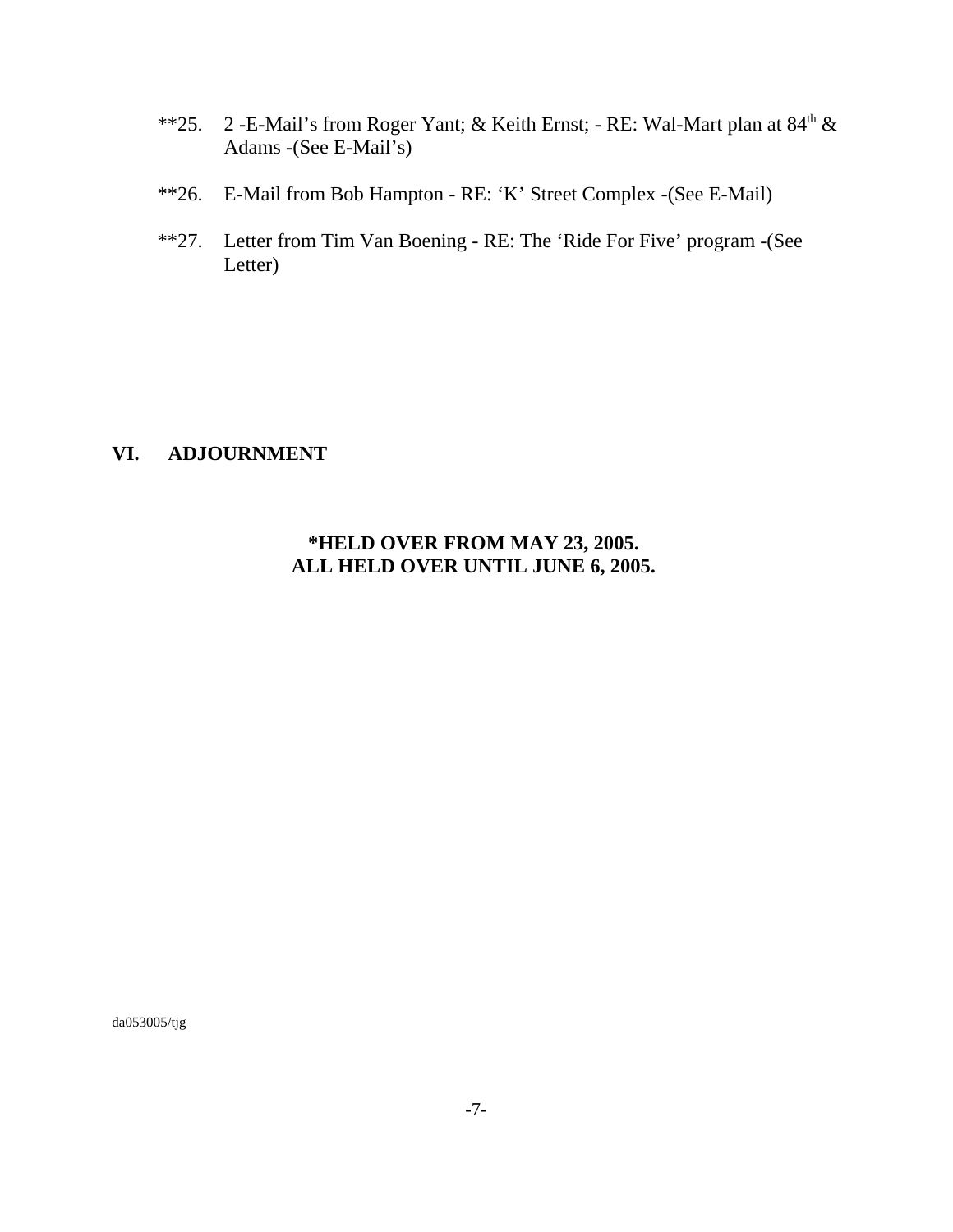**25. 2 -E-Mail's from Roger Yant; & Keith Ernst; - RE: Wal-Mart plan at 84th & Adams -(See E-Mail's)

**26. E-Mail from Bob Hampton - RE: 'K' Street Complex -(See E-Mail)

**27. Letter from Tim Van Boening - RE: The 'Ride For Five' program -(See Letter)

## VI. ADJOURNMENT

**\*HELD OVER FROM MAY 23, 2005.**
**ALL HELD OVER UNTIL JUNE 6, 2005.**

da053005/tjg